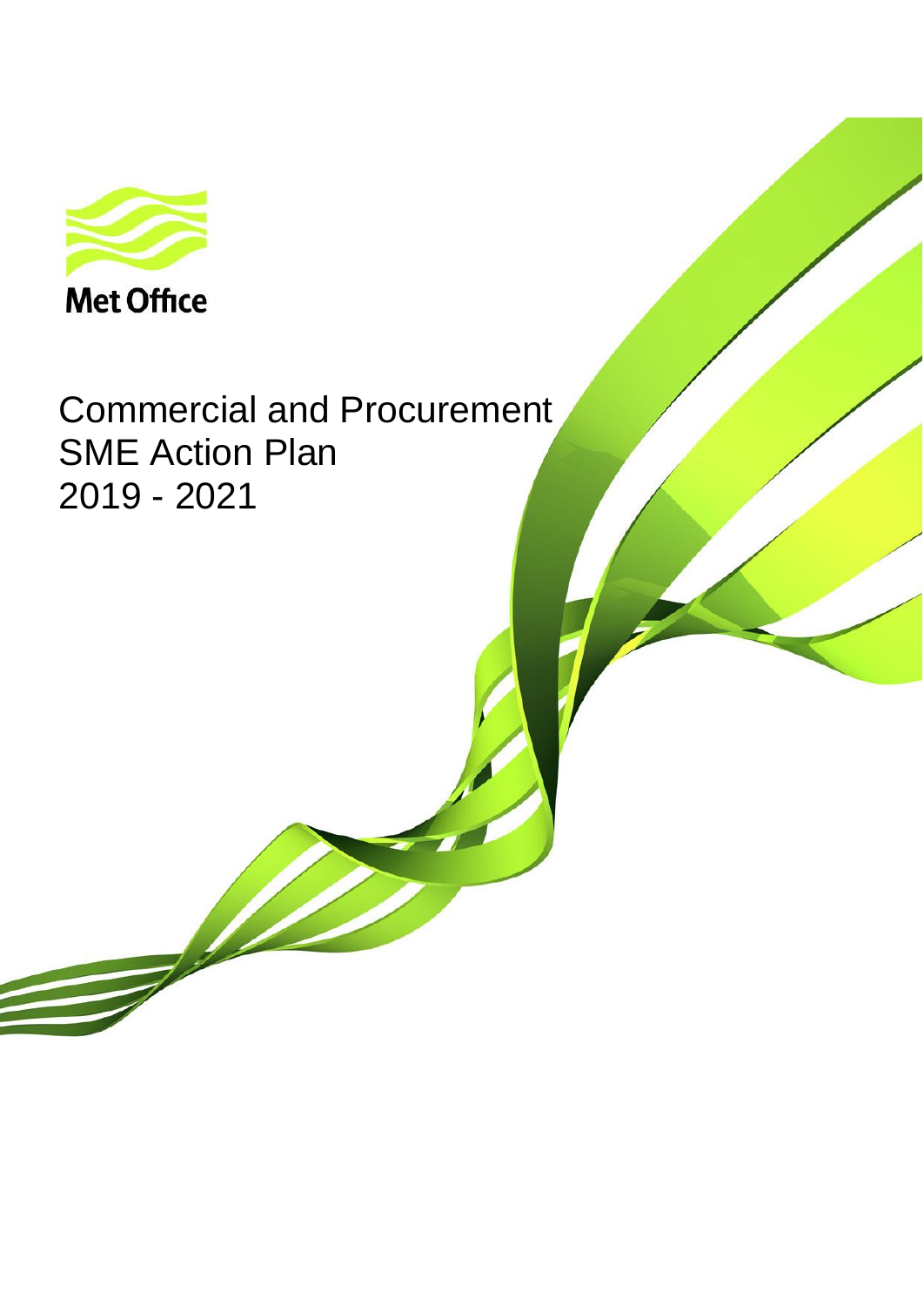Met Office

# Commercial and Procurement SME Action Plan 2019 - 2021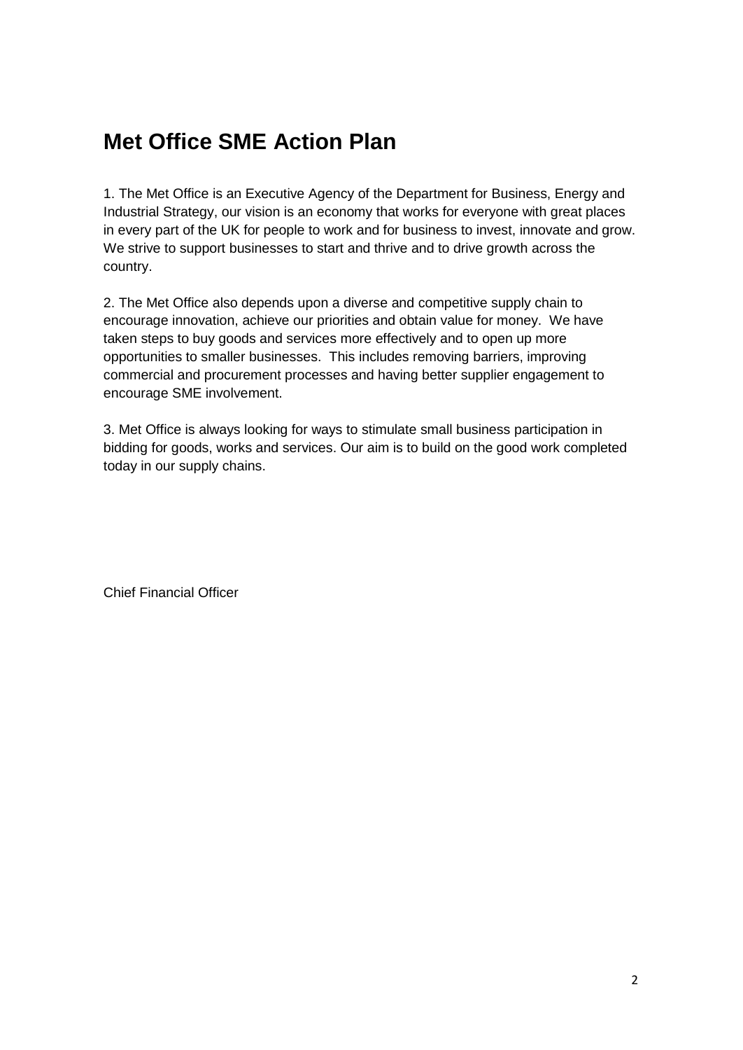# Met Office SME Action Plan

1. The Met Office is an Executive Agency of the Department for Business, Energy and Industrial Strategy, our vision is an economy that works for everyone with great places in every part of the UK for people to work and for business to invest, innovate and grow. We strive to support businesses to start and thrive and to drive growth across the country.

2. The Met Office also depends upon a diverse and competitive supply chain to encourage innovation, achieve our priorities and obtain value for money. We have taken steps to buy goods and services more effectively and to open up more opportunities to smaller businesses. This includes removing barriers, improving commercial and procurement processes and having better supplier engagement to encourage SME involvement.

3. Met Office is always looking for ways to stimulate small business participation in bidding for goods, works and services. Our aim is to build on the good work completed today in our supply chains.

Chief Financial Officer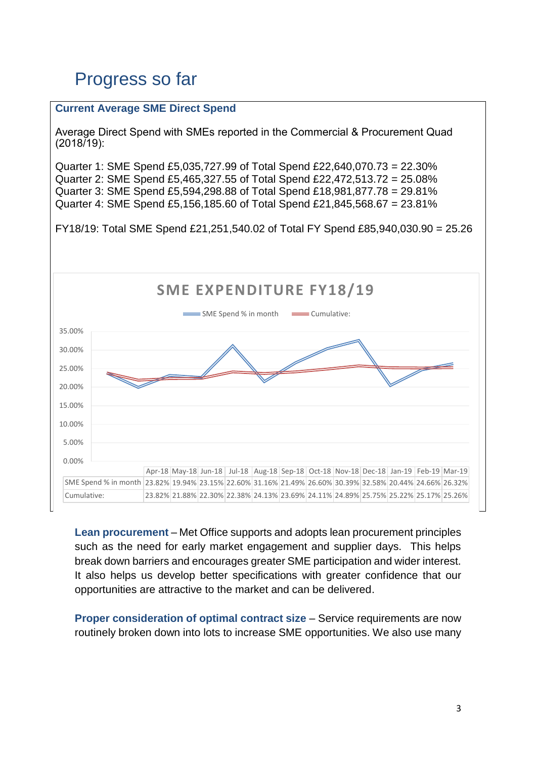# Progress so far

### Current Average SME Direct Spend

Average Direct Spend with SMEs reported in the Commercial & Procurement Quad (2018/19):

Quarter 1: SME Spend £5,035,727.99 of Total Spend £22,640,070.73 = 22.30%
Quarter 2: SME Spend £5,465,327.55 of Total Spend £22,472,513.72 = 25.08%
Quarter 3: SME Spend £5,594,298.88 of Total Spend £18,981,877.78 = 29.81%
Quarter 4: SME Spend £5,156,185.60 of Total Spend £21,845,568.67 = 23.81%

FY18/19: Total SME Spend £21,251,540.02 of Total FY Spend £85,940,030.90 = 25.26

**SME EXPENDITURE FY18/19**

| | Apr-18 | May-18 | Jun-18 | Jul-18 | Aug-18 | Sep-18 | Oct-18 | Nov-18 | Dec-18 | Jan-19 | Feb-19 | Mar-19 |
|---|---|---|---|---|---|---|---|---|---|---|---|---|
| SME Spend % in month | 23.82% | 19.94% | 23.15% | 22.60% | 31.16% | 21.49% | 26.60% | 30.39% | 32.58% | 20.44% | 24.66% | 26.32% |
| Cumulative: | 23.82% | 21.88% | 22.30% | 22.38% | 24.13% | 23.69% | 24.11% | 24.89% | 25.75% | 25.22% | 25.17% | 25.26% |

**Lean procurement** – Met Office supports and adopts lean procurement principles such as the need for early market engagement and supplier days. This helps break down barriers and encourages greater SME participation and wider interest. It also helps us develop better specifications with greater confidence that our opportunities are attractive to the market and can be delivered.

**Proper consideration of optimal contract size** – Service requirements are now routinely broken down into lots to increase SME opportunities. We also use many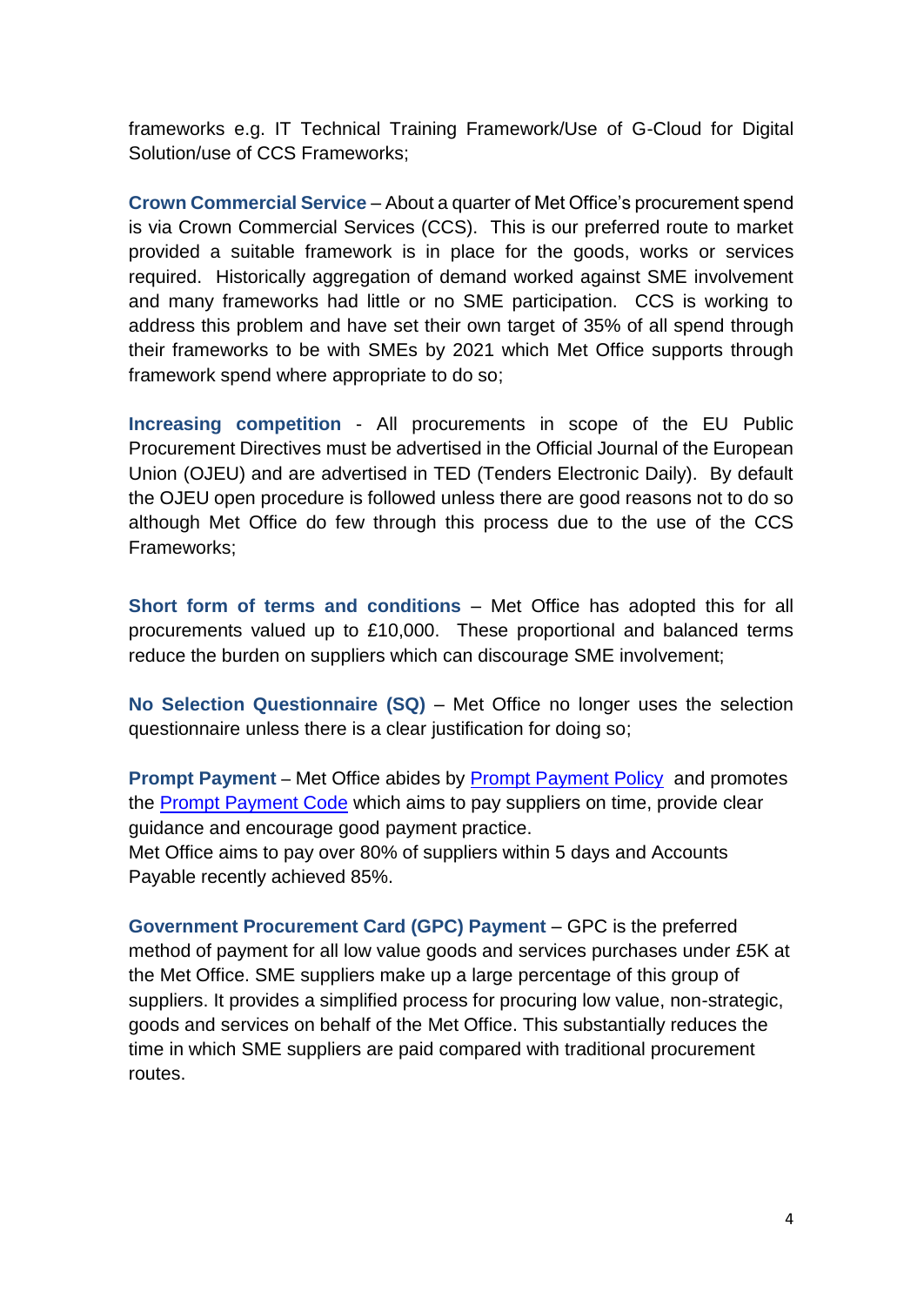frameworks e.g. IT Technical Training Framework/Use of G-Cloud for Digital Solution/use of CCS Frameworks;

**Crown Commercial Service** – About a quarter of Met Office's procurement spend is via Crown Commercial Services (CCS). This is our preferred route to market provided a suitable framework is in place for the goods, works or services required. Historically aggregation of demand worked against SME involvement and many frameworks had little or no SME participation. CCS is working to address this problem and have set their own target of 35% of all spend through their frameworks to be with SMEs by 2021 which Met Office supports through framework spend where appropriate to do so;

**Increasing competition** - All procurements in scope of the EU Public Procurement Directives must be advertised in the Official Journal of the European Union (OJEU) and are advertised in TED (Tenders Electronic Daily). By default the OJEU open procedure is followed unless there are good reasons not to do so although Met Office do few through this process due to the use of the CCS Frameworks;

**Short form of terms and conditions** – Met Office has adopted this for all procurements valued up to £10,000. These proportional and balanced terms reduce the burden on suppliers which can discourage SME involvement;

**No Selection Questionnaire (SQ)** – Met Office no longer uses the selection questionnaire unless there is a clear justification for doing so;

**Prompt Payment** – Met Office abides by Prompt Payment Policy and promotes the Prompt Payment Code which aims to pay suppliers on time, provide clear guidance and encourage good payment practice.
Met Office aims to pay over 80% of suppliers within 5 days and Accounts Payable recently achieved 85%.

**Government Procurement Card (GPC) Payment** – GPC is the preferred method of payment for all low value goods and services purchases under £5K at the Met Office. SME suppliers make up a large percentage of this group of suppliers. It provides a simplified process for procuring low value, non-strategic, goods and services on behalf of the Met Office. This substantially reduces the time in which SME suppliers are paid compared with traditional procurement routes.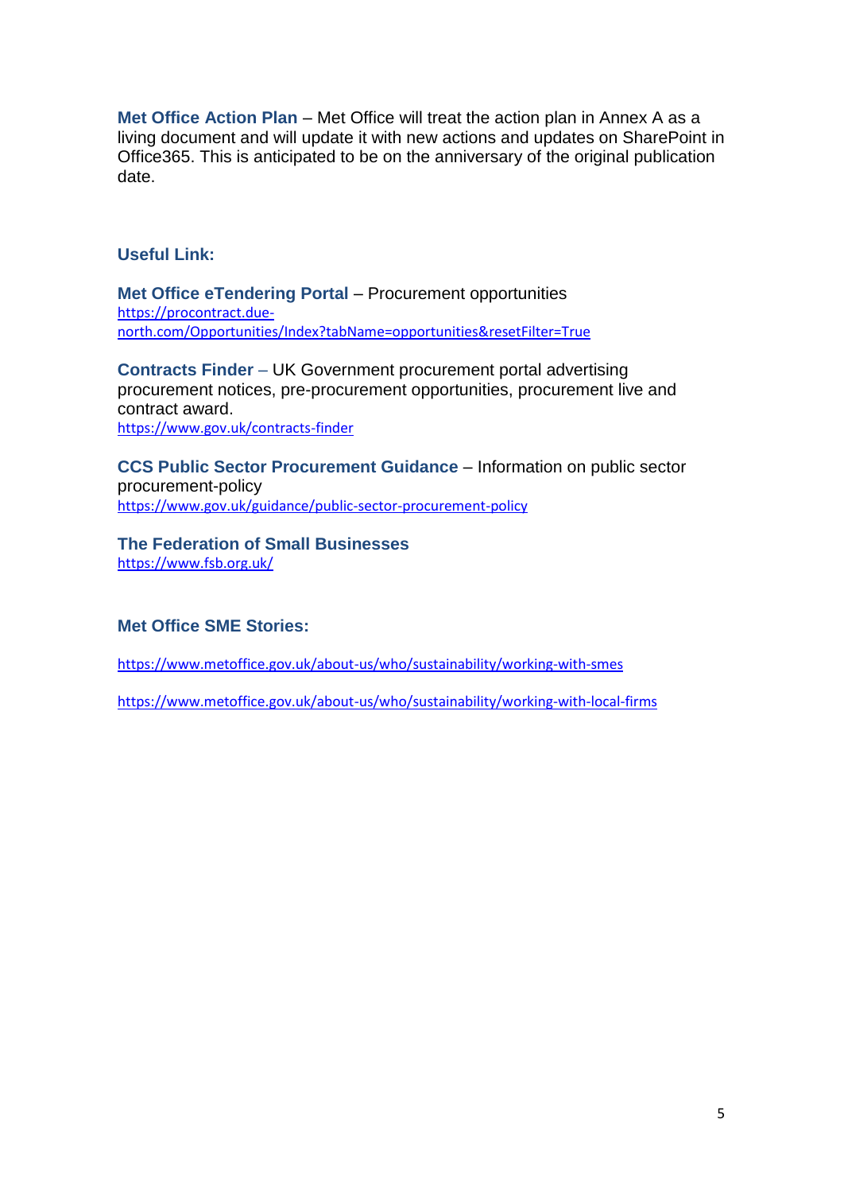**Met Office Action Plan** – Met Office will treat the action plan in Annex A as a living document and will update it with new actions and updates on SharePoint in Office365. This is anticipated to be on the anniversary of the original publication date.

## Useful Link:

**Met Office eTendering Portal** – Procurement opportunities
https://procontract.due-north.com/Opportunities/Index?tabName=opportunities&resetFilter=True

**Contracts Finder** – UK Government procurement portal advertising procurement notices, pre-procurement opportunities, procurement live and contract award.
https://www.gov.uk/contracts-finder

**CCS Public Sector Procurement Guidance** – Information on public sector procurement-policy
https://www.gov.uk/guidance/public-sector-procurement-policy

**The Federation of Small Businesses**
https://www.fsb.org.uk/

## Met Office SME Stories:

https://www.metoffice.gov.uk/about-us/who/sustainability/working-with-smes

https://www.metoffice.gov.uk/about-us/who/sustainability/working-with-local-firms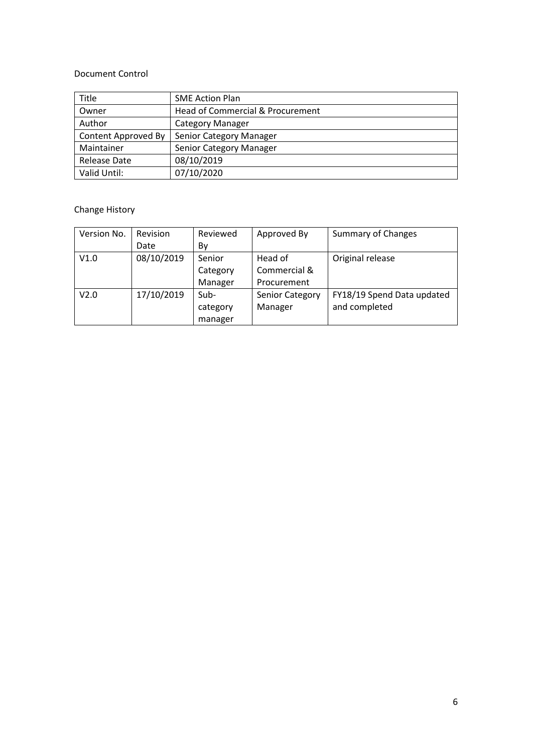Document Control

| | |
|---|---|
| Title | SME Action Plan |
| Owner | Head of Commercial & Procurement |
| Author | Category Manager |
| Content Approved By | Senior Category Manager |
| Maintainer | Senior Category Manager |
| Release Date | 08/10/2019 |
| Valid Until: | 07/10/2020 |

Change History

| Version No. | Revision Date | Reviewed By | Approved By | Summary of Changes |
|---|---|---|---|---|
| V1.0 | 08/10/2019 | Senior Category Manager | Head of Commercial & Procurement | Original release |
| V2.0 | 17/10/2019 | Sub-category manager | Senior Category Manager | FY18/19 Spend Data updated and completed |